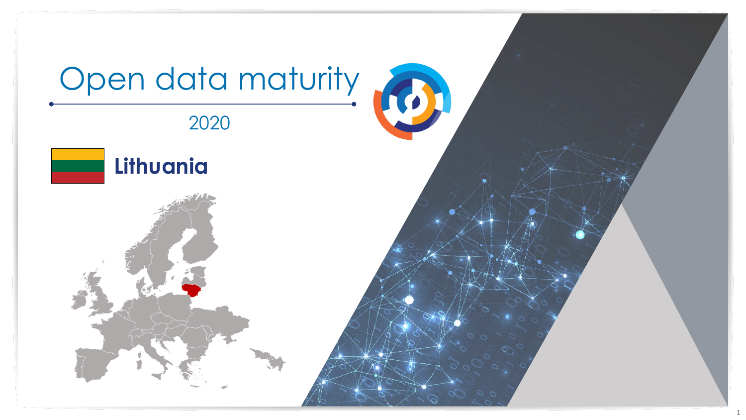# Open data maturity

2020

## Lithuania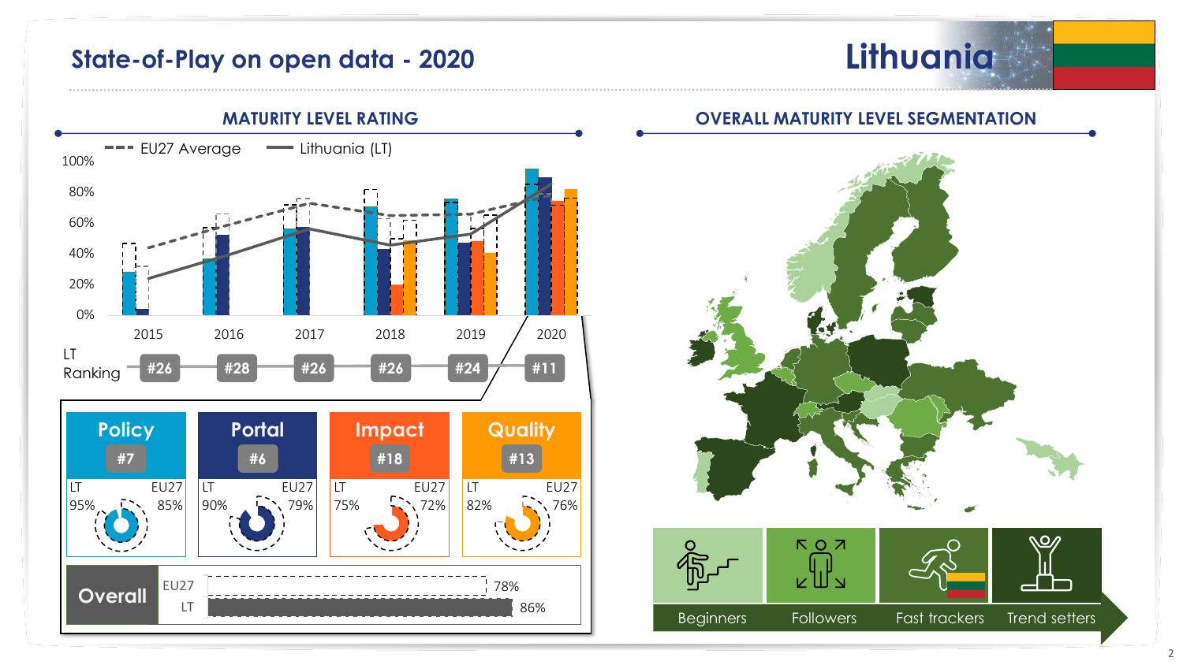# State-of-Play on open data - 2020

## Lithuania

### MATURITY LEVEL RATING

EU27 Average — Lithuania (LT)

| | 2015 | 2016 | 2017 | 2018 | 2019 | 2020 |
|---|---|---|---|---|---|---|
| LT Ranking | #26 | #28 | #26 | #26 | #24 | #11 |

| | Policy | Portal | Impact | Quality |
|---|---|---|---|---|
| Rank | #7 | #6 | #18 | #13 |
| LT | 95% | 90% | 75% | 82% |
| EU27 | 85% | 79% | 72% | 76% |

**Overall**

| | |
|---|---|
| EU27 | 78% |
| LT | 86% |

### OVERALL MATURITY LEVEL SEGMENTATION

Beginners | Followers | Fast trackers | Trend setters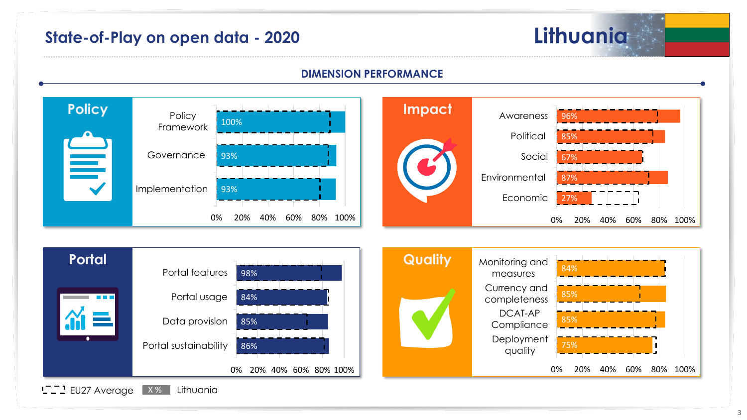# State-of-Play on open data - 2020

## Lithuania

### DIMENSION PERFORMANCE

#### Policy

| Indicator | Lithuania |
|---|---|
| Policy Framework | 100% |
| Governance | 93% |
| Implementation | 93% |

#### Impact

| Indicator | Lithuania |
|---|---|
| Awareness | 96% |
| Political | 85% |
| Social | 67% |
| Environmental | 87% |
| Economic | 27% |

#### Portal

| Indicator | Lithuania |
|---|---|
| Portal features | 98% |
| Portal usage | 84% |
| Data provision | 85% |
| Portal sustainability | 86% |

#### Quality

| Indicator | Lithuania |
|---|---|
| Monitoring and measures | 84% |
| Currency and completeness | 85% |
| DCAT-AP Compliance | 85% |
| Deployment quality | 75% |

EU27 Average (dashed outline) | X % Lithuania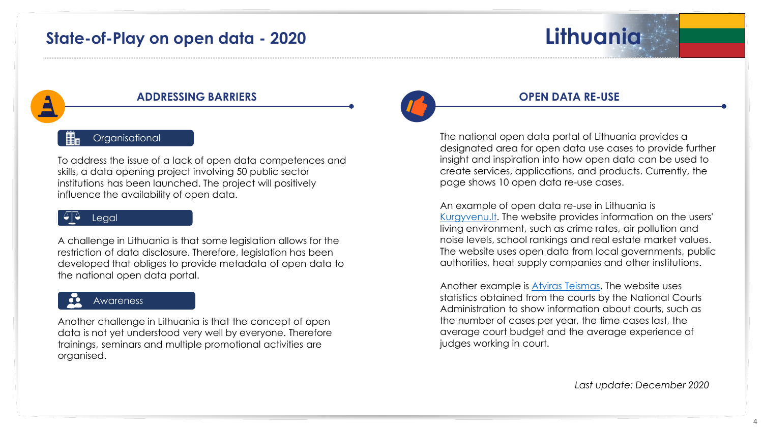# State-of-Play on open data - 2020

# Lithuania

## ADDRESSING BARRIERS

### Organisational

To address the issue of a lack of open data competences and skills, a data opening project involving 50 public sector institutions has been launched. The project will positively influence the availability of open data.

### Legal

A challenge in Lithuania is that some legislation allows for the restriction of data disclosure. Therefore, legislation has been developed that obliges to provide metadata of open data to the national open data portal.

### Awareness

Another challenge in Lithuania is that the concept of open data is not yet understood very well by everyone. Therefore trainings, seminars and multiple promotional activities are organised.

## OPEN DATA RE-USE

The national open data portal of Lithuania provides a designated area for open data use cases to provide further insight and inspiration into how open data can be used to create services, applications, and products. Currently, the page shows 10 open data re-use cases.

An example of open data re-use in Lithuania is Kurgyvenu.lt. The website provides information on the users' living environment, such as crime rates, air pollution and noise levels, school rankings and real estate market values. The website uses open data from local governments, public authorities, heat supply companies and other institutions.

Another example is Atviras Teismas. The website uses statistics obtained from the courts by the National Courts Administration to show information about courts, such as the number of cases per year, the time cases last, the average court budget and the average experience of judges working in court.

*Last update: December 2020*